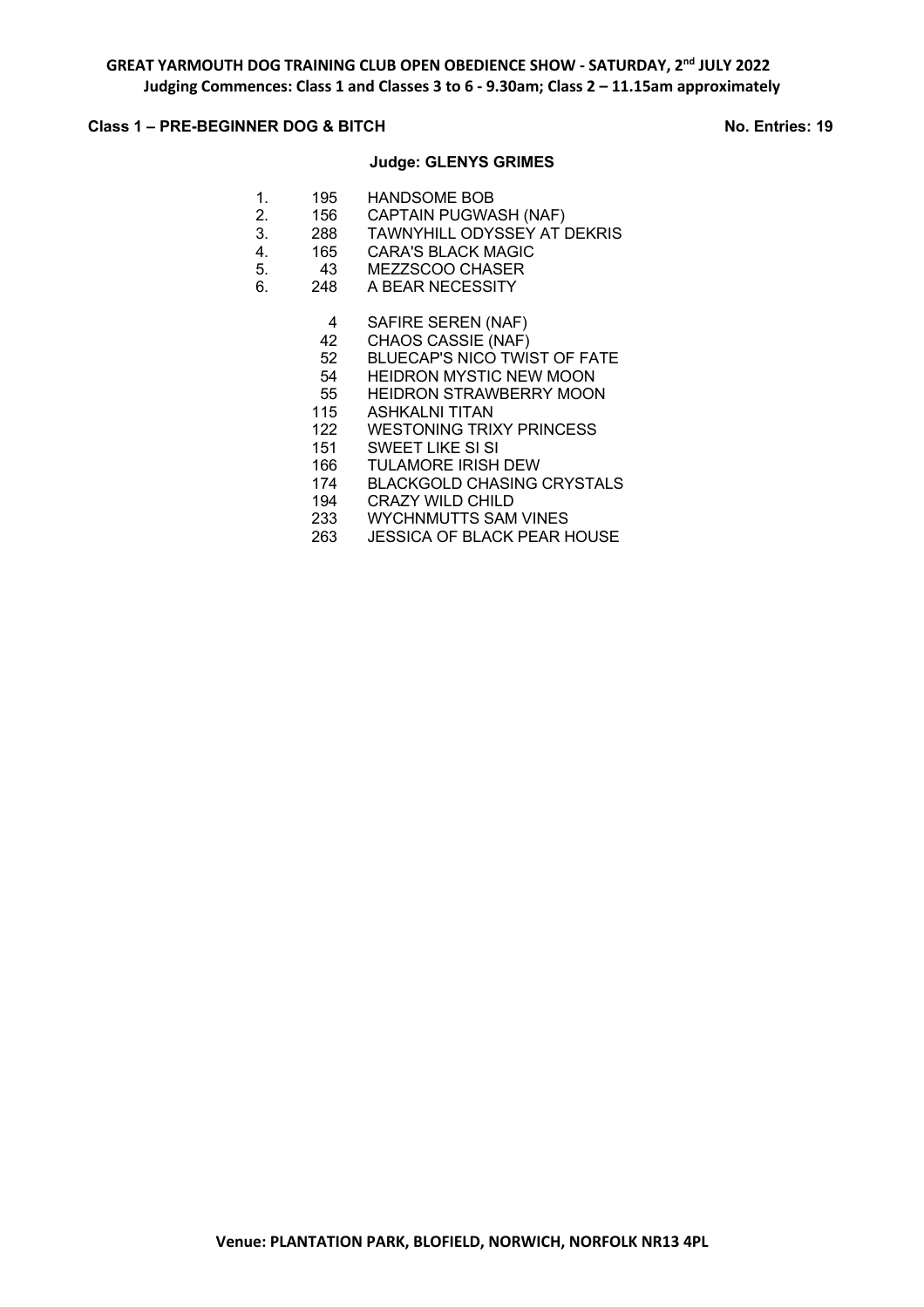# GREAT YARMOUTH DOG TRAINING CLUB OPEN OBEDIENCE SHOW - SATURDAY, 2nd JULY 2022

**Judging Commences: Class 1 and Classes 3 to 6 - 9.30am; Class 2 – 11.15am approximately**

## Class 1 – PRE-BEGINNER DOG & BITCH

**No. Entries: 19**

**Judge: GLENYS GRIMES**

| Place | No. | Name |
|---|---|---|
| 1. | 195 | HANDSOME BOB |
| 2. | 156 | CAPTAIN PUGWASH (NAF) |
| 3. | 288 | TAWNYHILL ODYSSEY AT DEKRIS |
| 4. | 165 | CARA'S BLACK MAGIC |
| 5. | 43 | MEZZSCOO CHASER |
| 6. | 248 | A BEAR NECESSITY |

| No. | Name |
|---|---|
| 4 | SAFIRE SEREN (NAF) |
| 42 | CHAOS CASSIE (NAF) |
| 52 | BLUECAP'S NICO TWIST OF FATE |
| 54 | HEIDRON MYSTIC NEW MOON |
| 55 | HEIDRON STRAWBERRY MOON |
| 115 | ASHKALNI TITAN |
| 122 | WESTONING TRIXY PRINCESS |
| 151 | SWEET LIKE SI SI |
| 166 | TULAMORE IRISH DEW |
| 174 | BLACKGOLD CHASING CRYSTALS |
| 194 | CRAZY WILD CHILD |
| 233 | WYCHNMUTTS SAM VINES |
| 263 | JESSICA OF BLACK PEAR HOUSE |

**Venue: PLANTATION PARK, BLOFIELD, NORWICH, NORFOLK NR13 4PL**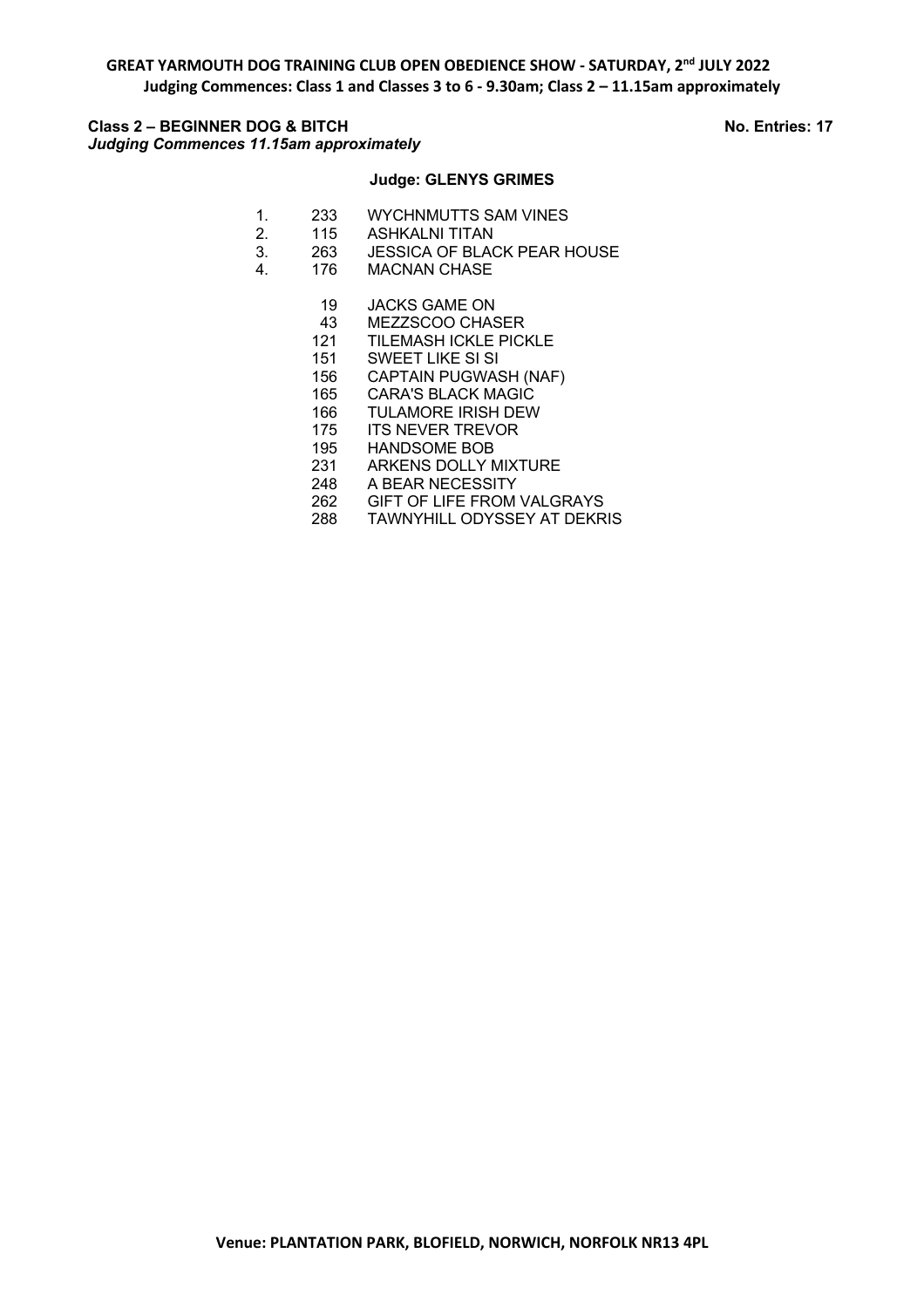**GREAT YARMOUTH DOG TRAINING CLUB OPEN OBEDIENCE SHOW - SATURDAY, 2nd JULY 2022**
**Judging Commences: Class 1 and Classes 3 to 6 - 9.30am; Class 2 – 11.15am approximately**

**Class 2 – BEGINNER DOG & BITCH** **No. Entries: 17**
***Judging Commences 11.15am approximately***

**Judge: GLENYS GRIMES**

| Place | No. | Name |
|---|---|---|
| 1. | 233 | WYCHNMUTTS SAM VINES |
| 2. | 115 | ASHKALNI TITAN |
| 3. | 263 | JESSICA OF BLACK PEAR HOUSE |
| 4. | 176 | MACNAN CHASE |
| | 19 | JACKS GAME ON |
| | 43 | MEZZSCOO CHASER |
| | 121 | TILEMASH ICKLE PICKLE |
| | 151 | SWEET LIKE SI SI |
| | 156 | CAPTAIN PUGWASH (NAF) |
| | 165 | CARA'S BLACK MAGIC |
| | 166 | TULAMORE IRISH DEW |
| | 175 | ITS NEVER TREVOR |
| | 195 | HANDSOME BOB |
| | 231 | ARKENS DOLLY MIXTURE |
| | 248 | A BEAR NECESSITY |
| | 262 | GIFT OF LIFE FROM VALGRAYS |
| | 288 | TAWNYHILL ODYSSEY AT DEKRIS |

**Venue: PLANTATION PARK, BLOFIELD, NORWICH, NORFOLK NR13 4PL**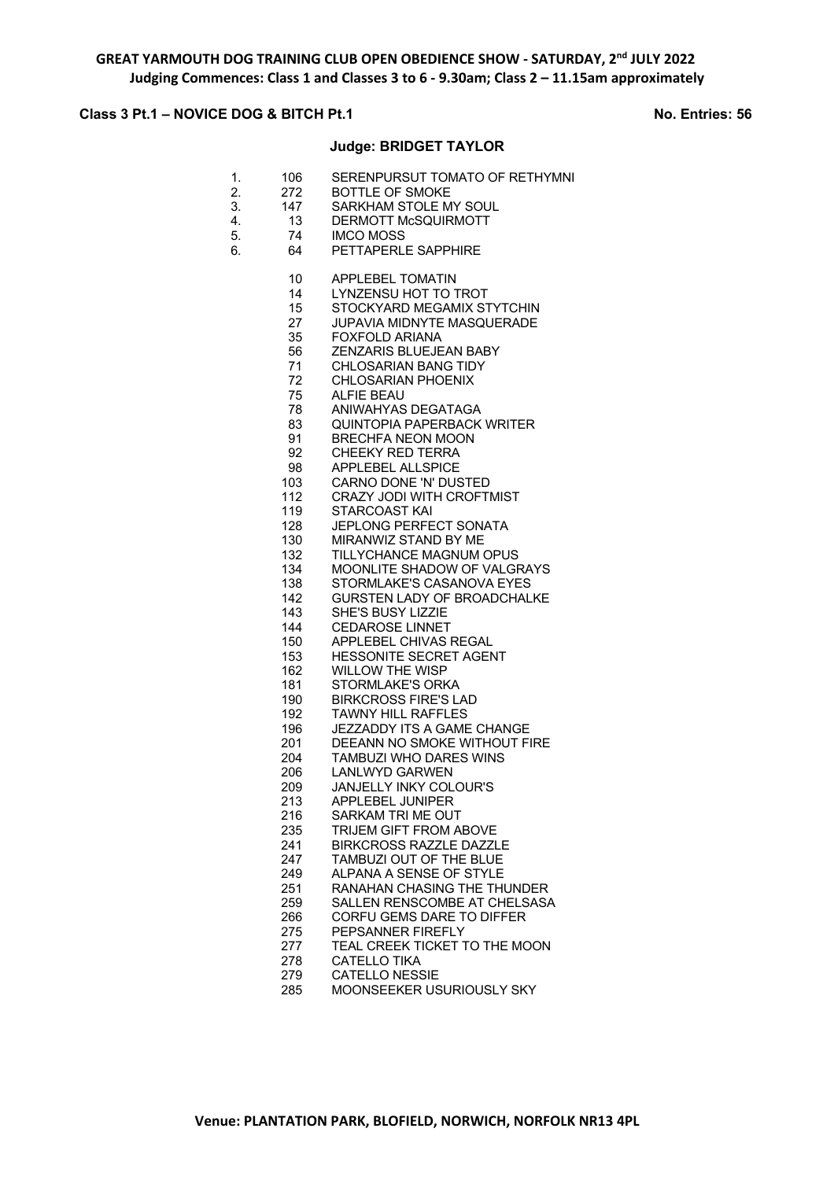**GREAT YARMOUTH DOG TRAINING CLUB OPEN OBEDIENCE SHOW - SATURDAY, 2nd JULY 2022**
**Judging Commences: Class 1 and Classes 3 to 6 - 9.30am; Class 2 – 11.15am approximately**

## Class 3 Pt.1 – NOVICE DOG & BITCH Pt.1

**No. Entries: 56**

**Judge: BRIDGET TAYLOR**

| Place | No. | Name |
|---|---|---|
| 1. | 106 | SERENPURSUT TOMATO OF RETHYMNI |
| 2. | 272 | BOTTLE OF SMOKE |
| 3. | 147 | SARKHAM STOLE MY SOUL |
| 4. | 13 | DERMOTT McSQUIRMOTT |
| 5. | 74 | IMCO MOSS |
| 6. | 64 | PETTAPERLE SAPPHIRE |
| | 10 | APPLEBEL TOMATIN |
| | 14 | LYNZENSU HOT TO TROT |
| | 15 | STOCKYARD MEGAMIX STYTCHIN |
| | 27 | JUPAVIA MIDNYTE MASQUERADE |
| | 35 | FOXFOLD ARIANA |
| | 56 | ZENZARIS BLUEJEAN BABY |
| | 71 | CHLOSARIAN BANG TIDY |
| | 72 | CHLOSARIAN PHOENIX |
| | 75 | ALFIE BEAU |
| | 78 | ANIWAHYAS DEGATAGA |
| | 83 | QUINTOPIA PAPERBACK WRITER |
| | 91 | BRECHFA NEON MOON |
| | 92 | CHEEKY RED TERRA |
| | 98 | APPLEBEL ALLSPICE |
| | 103 | CARNO DONE 'N' DUSTED |
| | 112 | CRAZY JODI WITH CROFTMIST |
| | 119 | STARCOAST KAI |
| | 128 | JEPLONG PERFECT SONATA |
| | 130 | MIRANWIZ STAND BY ME |
| | 132 | TILLYCHANCE MAGNUM OPUS |
| | 134 | MOONLITE SHADOW OF VALGRAYS |
| | 138 | STORMLAKE'S CASANOVA EYES |
| | 142 | GURSTEN LADY OF BROADCHALKE |
| | 143 | SHE'S BUSY LIZZIE |
| | 144 | CEDAROSE LINNET |
| | 150 | APPLEBEL CHIVAS REGAL |
| | 153 | HESSONITE SECRET AGENT |
| | 162 | WILLOW THE WISP |
| | 181 | STORMLAKE'S ORKA |
| | 190 | BIRKCROSS FIRE'S LAD |
| | 192 | TAWNY HILL RAFFLES |
| | 196 | JEZZADDY ITS A GAME CHANGE |
| | 201 | DEEANN NO SMOKE WITHOUT FIRE |
| | 204 | TAMBUZI WHO DARES WINS |
| | 206 | LANLWYD GARWEN |
| | 209 | JANJELLY INKY COLOUR'S |
| | 213 | APPLEBEL JUNIPER |
| | 216 | SARKAM TRI ME OUT |
| | 235 | TRIJEM GIFT FROM ABOVE |
| | 241 | BIRKCROSS RAZZLE DAZZLE |
| | 247 | TAMBUZI OUT OF THE BLUE |
| | 249 | ALPANA A SENSE OF STYLE |
| | 251 | RANAHAN CHASING THE THUNDER |
| | 259 | SALLEN RENSCOMBE AT CHELSASA |
| | 266 | CORFU GEMS DARE TO DIFFER |
| | 275 | PEPSANNER FIREFLY |
| | 277 | TEAL CREEK TICKET TO THE MOON |
| | 278 | CATELLO TIKA |
| | 279 | CATELLO NESSIE |
| | 285 | MOONSEEKER USURIOUSLY SKY |

**Venue: PLANTATION PARK, BLOFIELD, NORWICH, NORFOLK NR13 4PL**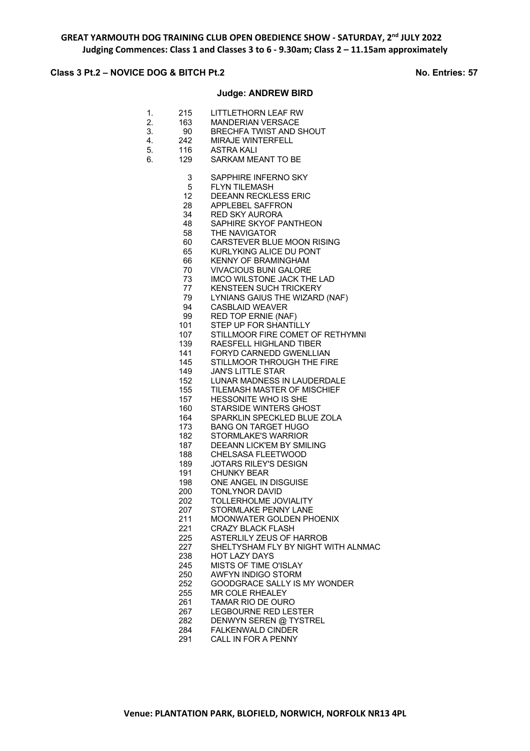**GREAT YARMOUTH DOG TRAINING CLUB OPEN OBEDIENCE SHOW - SATURDAY, 2nd JULY 2022**
**Judging Commences: Class 1 and Classes 3 to 6 - 9.30am; Class 2 – 11.15am approximately**

**Class 3 Pt.2 – NOVICE DOG & BITCH Pt.2** **No. Entries: 57**

**Judge: ANDREW BIRD**

| Place | No. | Name |
|---|---|---|
| 1. | 215 | LITTLETHORN LEAF RW |
| 2. | 163 | MANDERIAN VERSACE |
| 3. | 90 | BRECHFA TWIST AND SHOUT |
| 4. | 242 | MIRAJE WINTERFELL |
| 5. | 116 | ASTRA KALI |
| 6. | 129 | SARKAM MEANT TO BE |
| | 3 | SAPPHIRE INFERNO SKY |
| | 5 | FLYN TILEMASH |
| | 12 | DEEANN RECKLESS ERIC |
| | 28 | APPLEBEL SAFFRON |
| | 34 | RED SKY AURORA |
| | 48 | SAPHIRE SKYOF PANTHEON |
| | 58 | THE NAVIGATOR |
| | 60 | CARSTEVER BLUE MOON RISING |
| | 65 | KURLYKING ALICE DU PONT |
| | 66 | KENNY OF BRAMINGHAM |
| | 70 | VIVACIOUS BUNI GALORE |
| | 73 | IMCO WILSTONE JACK THE LAD |
| | 77 | KENSTEEN SUCH TRICKERY |
| | 79 | LYNIANS GAIUS THE WIZARD (NAF) |
| | 94 | CASBLAID WEAVER |
| | 99 | RED TOP ERNIE (NAF) |
| | 101 | STEP UP FOR SHANTILLY |
| | 107 | STILLMOOR FIRE COMET OF RETHYMNI |
| | 139 | RAESFELL HIGHLAND TIBER |
| | 141 | FORYD CARNEDD GWENLLIAN |
| | 145 | STILLMOOR THROUGH THE FIRE |
| | 149 | JAN'S LITTLE STAR |
| | 152 | LUNAR MADNESS IN LAUDERDALE |
| | 155 | TILEMASH MASTER OF MISCHIEF |
| | 157 | HESSONITE WHO IS SHE |
| | 160 | STARSIDE WINTERS GHOST |
| | 164 | SPARKLIN SPECKLED BLUE ZOLA |
| | 173 | BANG ON TARGET HUGO |
| | 182 | STORMLAKE'S WARRIOR |
| | 187 | DEEANN LICK'EM BY SMILING |
| | 188 | CHELSASA FLEETWOOD |
| | 189 | JOTARS RILEY'S DESIGN |
| | 191 | CHUNKY BEAR |
| | 198 | ONE ANGEL IN DISGUISE |
| | 200 | TONLYNOR DAVID |
| | 202 | TOLLERHOLME JOVIALITY |
| | 207 | STORMLAKE PENNY LANE |
| | 211 | MOONWATER GOLDEN PHOENIX |
| | 221 | CRAZY BLACK FLASH |
| | 225 | ASTERLILY ZEUS OF HARROB |
| | 227 | SHELTYSHAM FLY BY NIGHT WITH ALNMAC |
| | 238 | HOT LAZY DAYS |
| | 245 | MISTS OF TIME O'ISLAY |
| | 250 | AWFYN INDIGO STORM |
| | 252 | GOODGRACE SALLY IS MY WONDER |
| | 255 | MR COLE RHEALEY |
| | 261 | TAMAR RIO DE OURO |
| | 267 | LEGBOURNE RED LESTER |
| | 282 | DENWYN SEREN @ TYSTREL |
| | 284 | FALKENWALD CINDER |
| | 291 | CALL IN FOR A PENNY |

**Venue: PLANTATION PARK, BLOFIELD, NORWICH, NORFOLK NR13 4PL**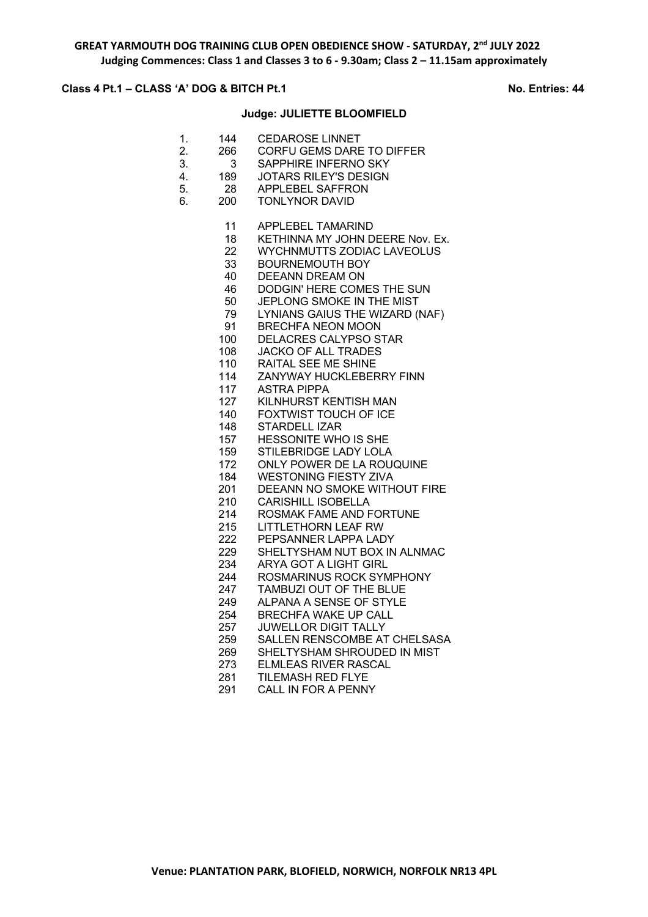**GREAT YARMOUTH DOG TRAINING CLUB OPEN OBEDIENCE SHOW - SATURDAY, 2nd JULY 2022**
**Judging Commences: Class 1 and Classes 3 to 6 - 9.30am; Class 2 – 11.15am approximately**

**Class 4 Pt.1 – CLASS 'A' DOG & BITCH Pt.1** **No. Entries: 44**

**Judge: JULIETTE BLOOMFIELD**

| Place | No. | Name |
|---|---|---|
| 1. | 144 | CEDAROSE LINNET |
| 2. | 266 | CORFU GEMS DARE TO DIFFER |
| 3. | 3 | SAPPHIRE INFERNO SKY |
| 4. | 189 | JOTARS RILEY'S DESIGN |
| 5. | 28 | APPLEBEL SAFFRON |
| 6. | 200 | TONLYNOR DAVID |

| No. | Name |
|---|---|
| 11 | APPLEBEL TAMARIND |
| 18 | KETHINNA MY JOHN DEERE Nov. Ex. |
| 22 | WYCHNMUTTS ZODIAC LAVEOLUS |
| 33 | BOURNEMOUTH BOY |
| 40 | DEEANN DREAM ON |
| 46 | DODGIN' HERE COMES THE SUN |
| 50 | JEPLONG SMOKE IN THE MIST |
| 79 | LYNIANS GAIUS THE WIZARD (NAF) |
| 91 | BRECHFA NEON MOON |
| 100 | DELACRES CALYPSO STAR |
| 108 | JACKO OF ALL TRADES |
| 110 | RAITAL SEE ME SHINE |
| 114 | ZANYWAY HUCKLEBERRY FINN |
| 117 | ASTRA PIPPA |
| 127 | KILNHURST KENTISH MAN |
| 140 | FOXTWIST TOUCH OF ICE |
| 148 | STARDELL IZAR |
| 157 | HESSONITE WHO IS SHE |
| 159 | STILEBRIDGE LADY LOLA |
| 172 | ONLY POWER DE LA ROUQUINE |
| 184 | WESTONING FIESTY ZIVA |
| 201 | DEEANN NO SMOKE WITHOUT FIRE |
| 210 | CARISHILL ISOBELLA |
| 214 | ROSMAK FAME AND FORTUNE |
| 215 | LITTLETHORN LEAF RW |
| 222 | PEPSANNER LAPPA LADY |
| 229 | SHELTYSHAM NUT BOX IN ALNMAC |
| 234 | ARYA GOT A LIGHT GIRL |
| 244 | ROSMARINUS ROCK SYMPHONY |
| 247 | TAMBUZI OUT OF THE BLUE |
| 249 | ALPANA A SENSE OF STYLE |
| 254 | BRECHFA WAKE UP CALL |
| 257 | JUWELLOR DIGIT TALLY |
| 259 | SALLEN RENSCOMBE AT CHELSASA |
| 269 | SHELTYSHAM SHROUDED IN MIST |
| 273 | ELMLEAS RIVER RASCAL |
| 281 | TILEMASH RED FLYE |
| 291 | CALL IN FOR A PENNY |

**Venue: PLANTATION PARK, BLOFIELD, NORWICH, NORFOLK NR13 4PL**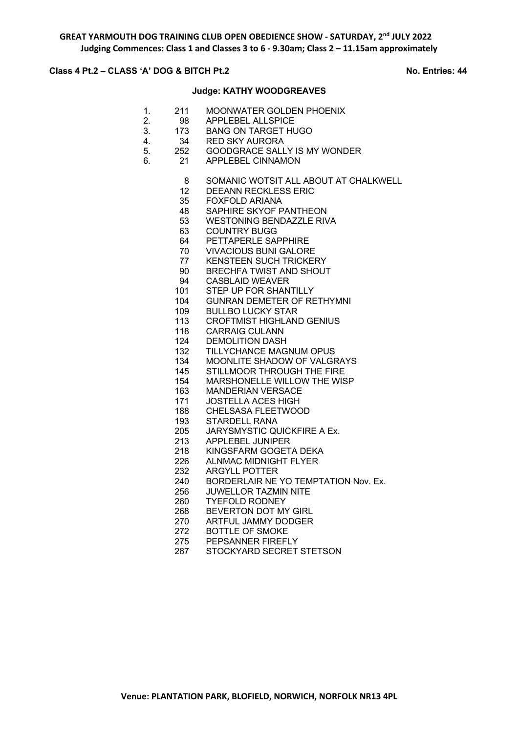**GREAT YARMOUTH DOG TRAINING CLUB OPEN OBEDIENCE SHOW - SATURDAY, 2nd JULY 2022**
**Judging Commences: Class 1 and Classes 3 to 6 - 9.30am; Class 2 – 11.15am approximately**

**Class 4 Pt.2 – CLASS 'A' DOG & BITCH Pt.2** **No. Entries: 44**

**Judge: KATHY WOODGREAVES**

| Place | No. | Name |
|---|---|---|
| 1. | 211 | MOONWATER GOLDEN PHOENIX |
| 2. | 98 | APPLEBEL ALLSPICE |
| 3. | 173 | BANG ON TARGET HUGO |
| 4. | 34 | RED SKY AURORA |
| 5. | 252 | GOODGRACE SALLY IS MY WONDER |
| 6. | 21 | APPLEBEL CINNAMON |
| | 8 | SOMANIC WOTSIT ALL ABOUT AT CHALKWELL |
| | 12 | DEEANN RECKLESS ERIC |
| | 35 | FOXFOLD ARIANA |
| | 48 | SAPHIRE SKYOF PANTHEON |
| | 53 | WESTONING BENDAZZLE RIVA |
| | 63 | COUNTRY BUGG |
| | 64 | PETTAPERLE SAPPHIRE |
| | 70 | VIVACIOUS BUNI GALORE |
| | 77 | KENSTEEN SUCH TRICKERY |
| | 90 | BRECHFA TWIST AND SHOUT |
| | 94 | CASBLAID WEAVER |
| | 101 | STEP UP FOR SHANTILLY |
| | 104 | GUNRAN DEMETER OF RETHYMNI |
| | 109 | BULLBO LUCKY STAR |
| | 113 | CROFTMIST HIGHLAND GENIUS |
| | 118 | CARRAIG CULANN |
| | 124 | DEMOLITION DASH |
| | 132 | TILLYCHANCE MAGNUM OPUS |
| | 134 | MOONLITE SHADOW OF VALGRAYS |
| | 145 | STILLMOOR THROUGH THE FIRE |
| | 154 | MARSHONELLE WILLOW THE WISP |
| | 163 | MANDERIAN VERSACE |
| | 171 | JOSTELLA ACES HIGH |
| | 188 | CHELSASA FLEETWOOD |
| | 193 | STARDELL RANA |
| | 205 | JARYSMYSTIC QUICKFIRE A Ex. |
| | 213 | APPLEBEL JUNIPER |
| | 218 | KINGSFARM GOGETA DEKA |
| | 226 | ALNMAC MIDNIGHT FLYER |
| | 232 | ARGYLL POTTER |
| | 240 | BORDERLAIR NE YO TEMPTATION Nov. Ex. |
| | 256 | JUWELLOR TAZMIN NITE |
| | 260 | TYEFOLD RODNEY |
| | 268 | BEVERTON DOT MY GIRL |
| | 270 | ARTFUL JAMMY DODGER |
| | 272 | BOTTLE OF SMOKE |
| | 275 | PEPSANNER FIREFLY |
| | 287 | STOCKYARD SECRET STETSON |

**Venue: PLANTATION PARK, BLOFIELD, NORWICH, NORFOLK NR13 4PL**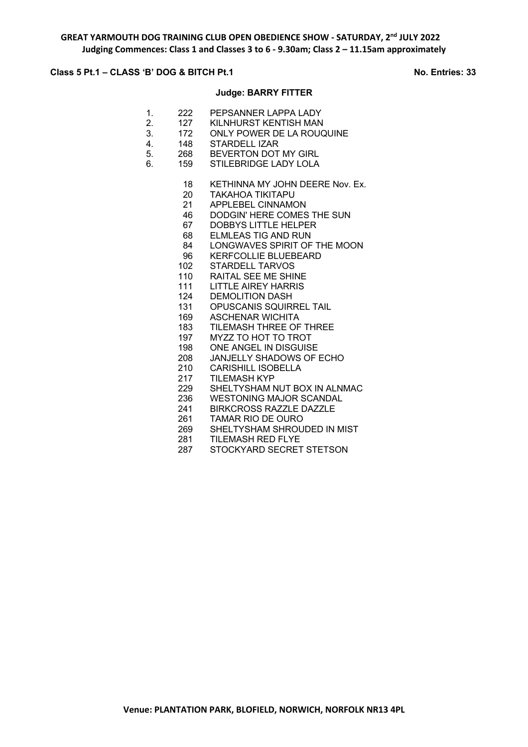**GREAT YARMOUTH DOG TRAINING CLUB OPEN OBEDIENCE SHOW - SATURDAY, 2nd JULY 2022**
**Judging Commences: Class 1 and Classes 3 to 6 - 9.30am; Class 2 – 11.15am approximately**

**Class 5 Pt.1 – CLASS 'B' DOG & BITCH Pt.1** **No. Entries: 33**

**Judge: BARRY FITTER**

| Place | No. | Name |
|---|---|---|
| 1. | 222 | PEPSANNER LAPPA LADY |
| 2. | 127 | KILNHURST KENTISH MAN |
| 3. | 172 | ONLY POWER DE LA ROUQUINE |
| 4. | 148 | STARDELL IZAR |
| 5. | 268 | BEVERTON DOT MY GIRL |
| 6. | 159 | STILEBRIDGE LADY LOLA |
| | 18 | KETHINNA MY JOHN DEERE Nov. Ex. |
| | 20 | TAKAHOA TIKITAPU |
| | 21 | APPLEBEL CINNAMON |
| | 46 | DODGIN' HERE COMES THE SUN |
| | 67 | DOBBYS LITTLE HELPER |
| | 68 | ELMLEAS TIG AND RUN |
| | 84 | LONGWAVES SPIRIT OF THE MOON |
| | 96 | KERFCOLLIE BLUEBEARD |
| | 102 | STARDELL TARVOS |
| | 110 | RAITAL SEE ME SHINE |
| | 111 | LITTLE AIREY HARRIS |
| | 124 | DEMOLITION DASH |
| | 131 | OPUSCANIS SQUIRREL TAIL |
| | 169 | ASCHENAR WICHITA |
| | 183 | TILEMASH THREE OF THREE |
| | 197 | MYZZ TO HOT TO TROT |
| | 198 | ONE ANGEL IN DISGUISE |
| | 208 | JANJELLY SHADOWS OF ECHO |
| | 210 | CARISHILL ISOBELLA |
| | 217 | TILEMASH KYP |
| | 229 | SHELTYSHAM NUT BOX IN ALNMAC |
| | 236 | WESTONING MAJOR SCANDAL |
| | 241 | BIRKCROSS RAZZLE DAZZLE |
| | 261 | TAMAR RIO DE OURO |
| | 269 | SHELTYSHAM SHROUDED IN MIST |
| | 281 | TILEMASH RED FLYE |
| | 287 | STOCKYARD SECRET STETSON |

**Venue: PLANTATION PARK, BLOFIELD, NORWICH, NORFOLK NR13 4PL**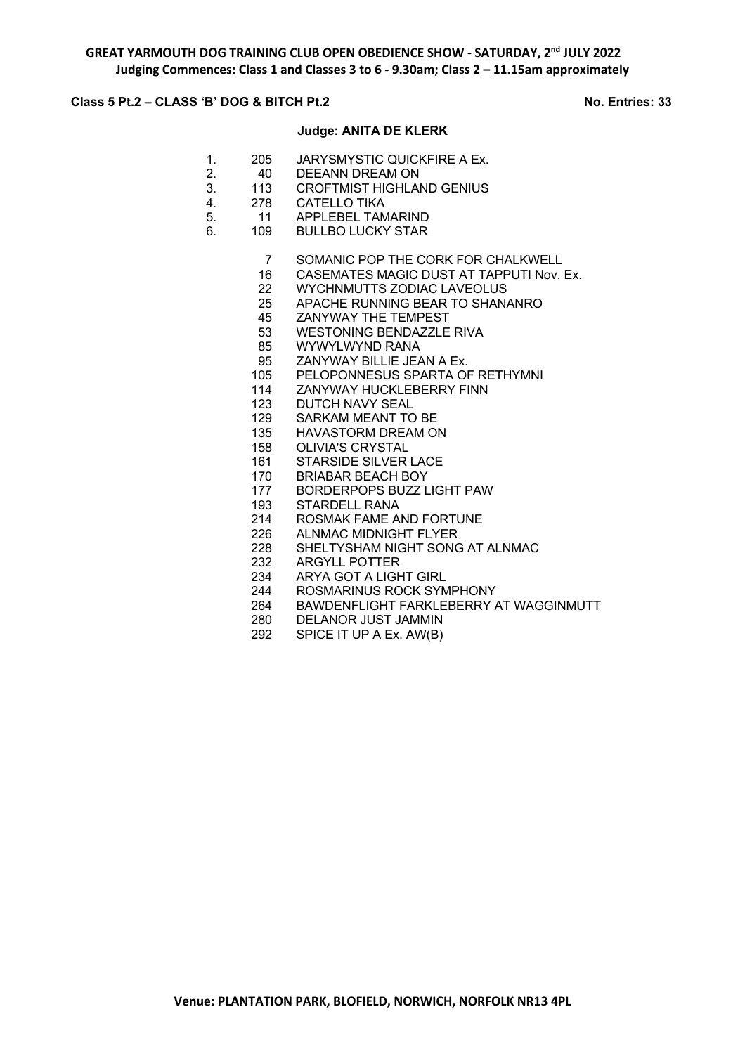**GREAT YARMOUTH DOG TRAINING CLUB OPEN OBEDIENCE SHOW - SATURDAY, 2nd JULY 2022**
**Judging Commences: Class 1 and Classes 3 to 6 - 9.30am; Class 2 – 11.15am approximately**

**Class 5 Pt.2 – CLASS 'B' DOG & BITCH Pt.2** **No. Entries: 33**

**Judge: ANITA DE KLERK**

| Place | No. | Name |
|---|---|---|
| 1. | 205 | JARYSMYSTIC QUICKFIRE A Ex. |
| 2. | 40 | DEEANN DREAM ON |
| 3. | 113 | CROFTMIST HIGHLAND GENIUS |
| 4. | 278 | CATELLO TIKA |
| 5. | 11 | APPLEBEL TAMARIND |
| 6. | 109 | BULLBO LUCKY STAR |
| | 7 | SOMANIC POP THE CORK FOR CHALKWELL |
| | 16 | CASEMATES MAGIC DUST AT TAPPUTI Nov. Ex. |
| | 22 | WYCHNMUTTS ZODIAC LAVEOLUS |
| | 25 | APACHE RUNNING BEAR TO SHANANRO |
| | 45 | ZANYWAY THE TEMPEST |
| | 53 | WESTONING BENDAZZLE RIVA |
| | 85 | WYWYLWYND RANA |
| | 95 | ZANYWAY BILLIE JEAN A Ex. |
| | 105 | PELOPONNESUS SPARTA OF RETHYMNI |
| | 114 | ZANYWAY HUCKLEBERRY FINN |
| | 123 | DUTCH NAVY SEAL |
| | 129 | SARKAM MEANT TO BE |
| | 135 | HAVASTORM DREAM ON |
| | 158 | OLIVIA'S CRYSTAL |
| | 161 | STARSIDE SILVER LACE |
| | 170 | BRIABAR BEACH BOY |
| | 177 | BORDERPOPS BUZZ LIGHT PAW |
| | 193 | STARDELL RANA |
| | 214 | ROSMAK FAME AND FORTUNE |
| | 226 | ALNMAC MIDNIGHT FLYER |
| | 228 | SHELTYSHAM NIGHT SONG AT ALNMAC |
| | 232 | ARGYLL POTTER |
| | 234 | ARYA GOT A LIGHT GIRL |
| | 244 | ROSMARINUS ROCK SYMPHONY |
| | 264 | BAWDENFLIGHT FARKLEBERRY AT WAGGINMUTT |
| | 280 | DELANOR JUST JAMMIN |
| | 292 | SPICE IT UP A Ex. AW(B) |

**Venue: PLANTATION PARK, BLOFIELD, NORWICH, NORFOLK NR13 4PL**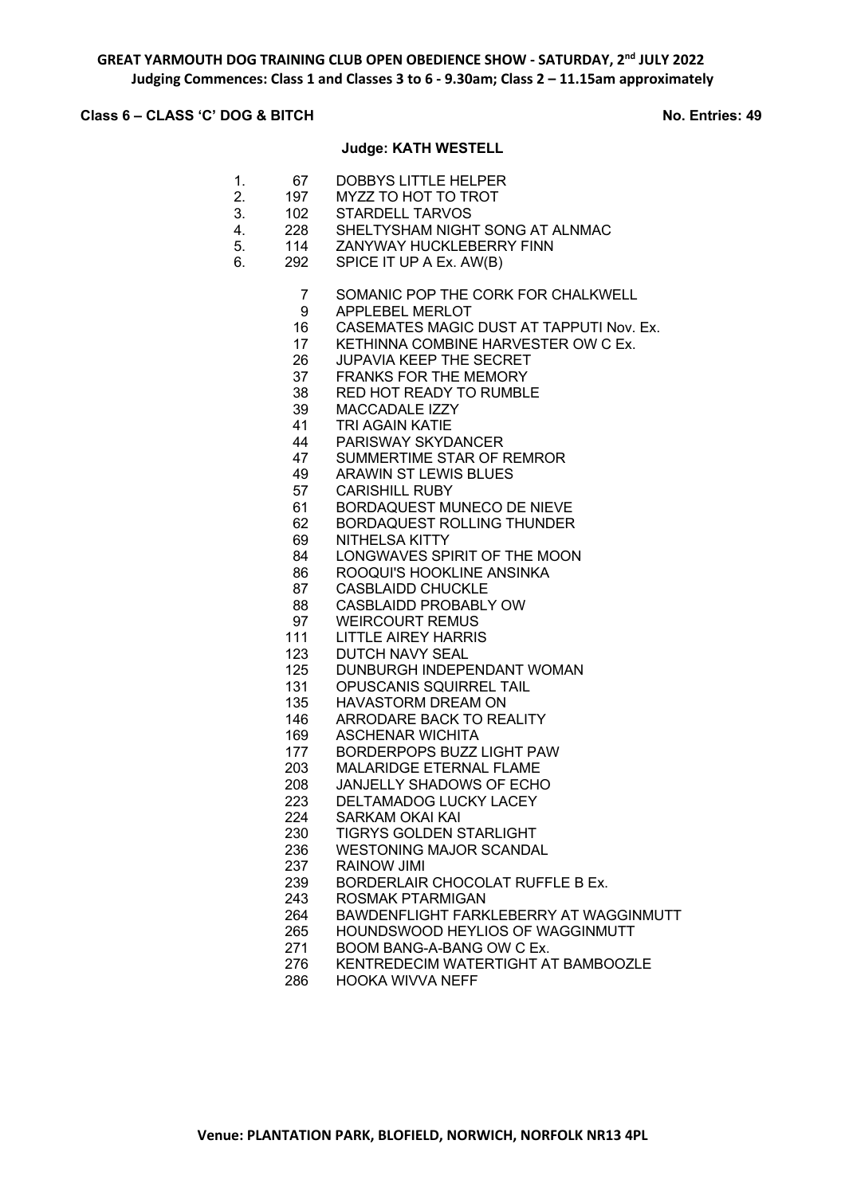**GREAT YARMOUTH DOG TRAINING CLUB OPEN OBEDIENCE SHOW - SATURDAY, 2nd JULY 2022**
**Judging Commences: Class 1 and Classes 3 to 6 - 9.30am; Class 2 – 11.15am approximately**

**Class 6 – CLASS 'C' DOG & BITCH** **No. Entries: 49**

**Judge: KATH WESTELL**

| | | |
|---|---|---|
| 1. | 67 | DOBBYS LITTLE HELPER |
| 2. | 197 | MYZZ TO HOT TO TROT |
| 3. | 102 | STARDELL TARVOS |
| 4. | 228 | SHELTYSHAM NIGHT SONG AT ALNMAC |
| 5. | 114 | ZANYWAY HUCKLEBERRY FINN |
| 6. | 292 | SPICE IT UP A Ex. AW(B) |

| | |
|---|---|
| 7 | SOMANIC POP THE CORK FOR CHALKWELL |
| 9 | APPLEBEL MERLOT |
| 16 | CASEMATES MAGIC DUST AT TAPPUTI Nov. Ex. |
| 17 | KETHINNA COMBINE HARVESTER OW C Ex. |
| 26 | JUPAVIA KEEP THE SECRET |
| 37 | FRANKS FOR THE MEMORY |
| 38 | RED HOT READY TO RUMBLE |
| 39 | MACCADALE IZZY |
| 41 | TRI AGAIN KATIE |
| 44 | PARISWAY SKYDANCER |
| 47 | SUMMERTIME STAR OF REMROR |
| 49 | ARAWIN ST LEWIS BLUES |
| 57 | CARISHILL RUBY |
| 61 | BORDAQUEST MUNECO DE NIEVE |
| 62 | BORDAQUEST ROLLING THUNDER |
| 69 | NITHELSA KITTY |
| 84 | LONGWAVES SPIRIT OF THE MOON |
| 86 | ROOQUI'S HOOKLINE ANSINKA |
| 87 | CASBLAIDD CHUCKLE |
| 88 | CASBLAIDD PROBABLY OW |
| 97 | WEIRCOURT REMUS |
| 111 | LITTLE AIREY HARRIS |
| 123 | DUTCH NAVY SEAL |
| 125 | DUNBURGH INDEPENDANT WOMAN |
| 131 | OPUSCANIS SQUIRREL TAIL |
| 135 | HAVASTORM DREAM ON |
| 146 | ARRODARE BACK TO REALITY |
| 169 | ASCHENAR WICHITA |
| 177 | BORDERPOPS BUZZ LIGHT PAW |
| 203 | MALARIDGE ETERNAL FLAME |
| 208 | JANJELLY SHADOWS OF ECHO |
| 223 | DELTAMADOG LUCKY LACEY |
| 224 | SARKAM OKAI KAI |
| 230 | TIGRYS GOLDEN STARLIGHT |
| 236 | WESTONING MAJOR SCANDAL |
| 237 | RAINOW JIMI |
| 239 | BORDERLAIR CHOCOLAT RUFFLE B Ex. |
| 243 | ROSMAK PTARMIGAN |
| 264 | BAWDENFLIGHT FARKLEBERRY AT WAGGINMUTT |
| 265 | HOUNDSWOOD HEYLIOS OF WAGGINMUTT |
| 271 | BOOM BANG-A-BANG OW C Ex. |
| 276 | KENTREDECIM WATERTIGHT AT BAMBOOZLE |
| 286 | HOOKA WIVVA NEFF |

**Venue: PLANTATION PARK, BLOFIELD, NORWICH, NORFOLK NR13 4PL**